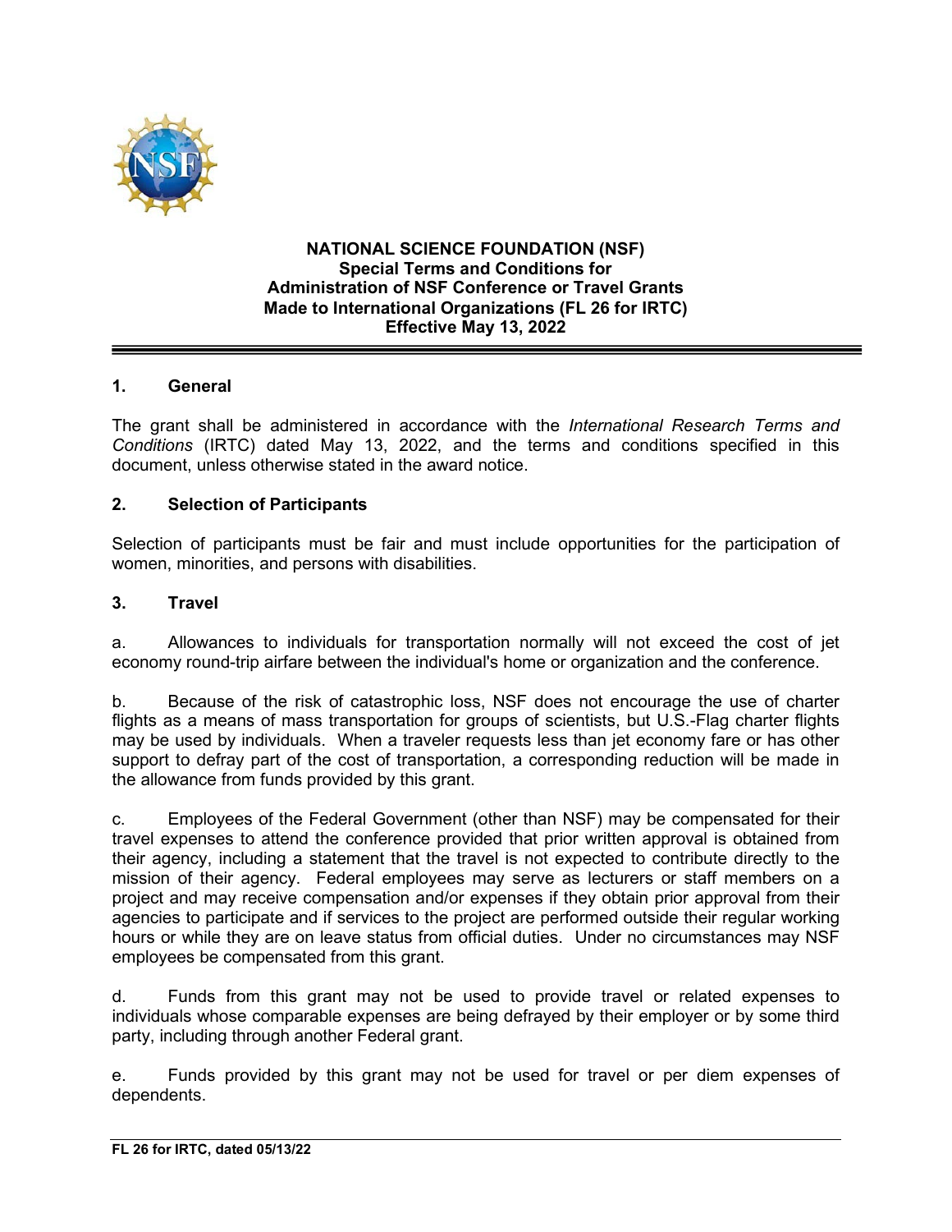# NATIONAL SCIENCE FOUNDATION (NSF)
# Special Terms and Conditions for Administration of NSF Conference or Travel Grants Made to International Organizations (FL 26 for IRTC)
# Effective May 13, 2022

## 1. General

The grant shall be administered in accordance with the *International Research Terms and Conditions* (IRTC) dated May 13, 2022, and the terms and conditions specified in this document, unless otherwise stated in the award notice.

## 2. Selection of Participants

Selection of participants must be fair and must include opportunities for the participation of women, minorities, and persons with disabilities.

## 3. Travel

a. Allowances to individuals for transportation normally will not exceed the cost of jet economy round-trip airfare between the individual's home or organization and the conference.

b. Because of the risk of catastrophic loss, NSF does not encourage the use of charter flights as a means of mass transportation for groups of scientists, but U.S.-Flag charter flights may be used by individuals. When a traveler requests less than jet economy fare or has other support to defray part of the cost of transportation, a corresponding reduction will be made in the allowance from funds provided by this grant.

c. Employees of the Federal Government (other than NSF) may be compensated for their travel expenses to attend the conference provided that prior written approval is obtained from their agency, including a statement that the travel is not expected to contribute directly to the mission of their agency. Federal employees may serve as lecturers or staff members on a project and may receive compensation and/or expenses if they obtain prior approval from their agencies to participate and if services to the project are performed outside their regular working hours or while they are on leave status from official duties. Under no circumstances may NSF employees be compensated from this grant.

d. Funds from this grant may not be used to provide travel or related expenses to individuals whose comparable expenses are being defrayed by their employer or by some third party, including through another Federal grant.

e. Funds provided by this grant may not be used for travel or per diem expenses of dependents.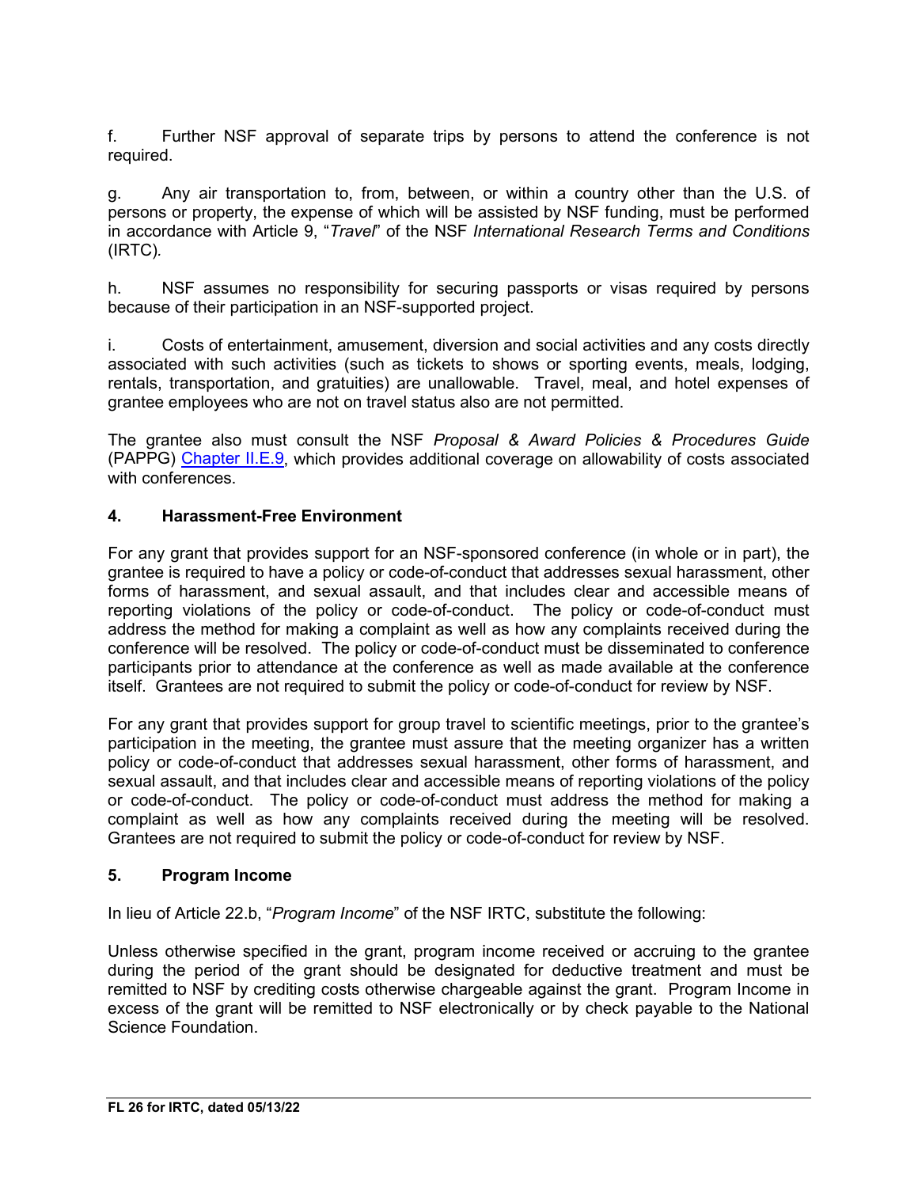f. Further NSF approval of separate trips by persons to attend the conference is not required.

g. Any air transportation to, from, between, or within a country other than the U.S. of persons or property, the expense of which will be assisted by NSF funding, must be performed in accordance with Article 9, "*Travel*" of the NSF *International Research Terms and Conditions* (IRTC).

h. NSF assumes no responsibility for securing passports or visas required by persons because of their participation in an NSF-supported project.

i. Costs of entertainment, amusement, diversion and social activities and any costs directly associated with such activities (such as tickets to shows or sporting events, meals, lodging, rentals, transportation, and gratuities) are unallowable. Travel, meal, and hotel expenses of grantee employees who are not on travel status also are not permitted.

The grantee also must consult the NSF *Proposal & Award Policies & Procedures Guide* (PAPPG) Chapter II.E.9, which provides additional coverage on allowability of costs associated with conferences.

### 4. Harassment-Free Environment

For any grant that provides support for an NSF-sponsored conference (in whole or in part), the grantee is required to have a policy or code-of-conduct that addresses sexual harassment, other forms of harassment, and sexual assault, and that includes clear and accessible means of reporting violations of the policy or code-of-conduct. The policy or code-of-conduct must address the method for making a complaint as well as how any complaints received during the conference will be resolved. The policy or code-of-conduct must be disseminated to conference participants prior to attendance at the conference as well as made available at the conference itself. Grantees are not required to submit the policy or code-of-conduct for review by NSF.

For any grant that provides support for group travel to scientific meetings, prior to the grantee's participation in the meeting, the grantee must assure that the meeting organizer has a written policy or code-of-conduct that addresses sexual harassment, other forms of harassment, and sexual assault, and that includes clear and accessible means of reporting violations of the policy or code-of-conduct. The policy or code-of-conduct must address the method for making a complaint as well as how any complaints received during the meeting will be resolved. Grantees are not required to submit the policy or code-of-conduct for review by NSF.

### 5. Program Income

In lieu of Article 22.b, "*Program Income*" of the NSF IRTC, substitute the following:

Unless otherwise specified in the grant, program income received or accruing to the grantee during the period of the grant should be designated for deductive treatment and must be remitted to NSF by crediting costs otherwise chargeable against the grant. Program Income in excess of the grant will be remitted to NSF electronically or by check payable to the National Science Foundation.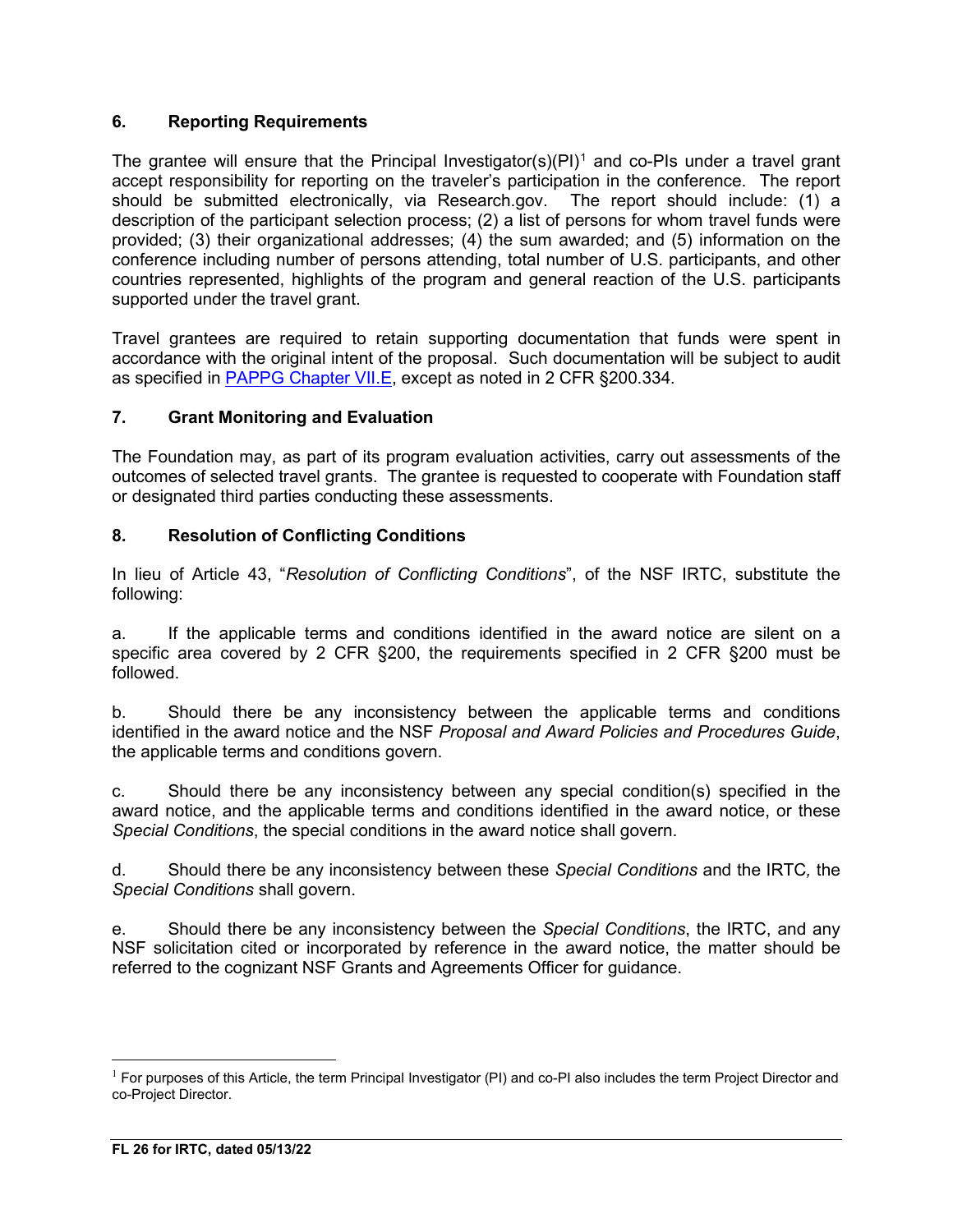## 6. Reporting Requirements

The grantee will ensure that the Principal Investigator(s)(PI)[1] and co-PIs under a travel grant accept responsibility for reporting on the traveler's participation in the conference. The report should be submitted electronically, via Research.gov. The report should include: (1) a description of the participant selection process; (2) a list of persons for whom travel funds were provided; (3) their organizational addresses; (4) the sum awarded; and (5) information on the conference including number of persons attending, total number of U.S. participants, and other countries represented, highlights of the program and general reaction of the U.S. participants supported under the travel grant.

Travel grantees are required to retain supporting documentation that funds were spent in accordance with the original intent of the proposal. Such documentation will be subject to audit as specified in PAPPG Chapter VII.E, except as noted in 2 CFR §200.334.

## 7. Grant Monitoring and Evaluation

The Foundation may, as part of its program evaluation activities, carry out assessments of the outcomes of selected travel grants. The grantee is requested to cooperate with Foundation staff or designated third parties conducting these assessments.

## 8. Resolution of Conflicting Conditions

In lieu of Article 43, "*Resolution of Conflicting Conditions*", of the NSF IRTC, substitute the following:

a. If the applicable terms and conditions identified in the award notice are silent on a specific area covered by 2 CFR §200, the requirements specified in 2 CFR §200 must be followed.

b. Should there be any inconsistency between the applicable terms and conditions identified in the award notice and the NSF *Proposal and Award Policies and Procedures Guide*, the applicable terms and conditions govern.

c. Should there be any inconsistency between any special condition(s) specified in the award notice, and the applicable terms and conditions identified in the award notice, or these *Special Conditions*, the special conditions in the award notice shall govern.

d. Should there be any inconsistency between these *Special Conditions* and the IRTC, the *Special Conditions* shall govern.

e. Should there be any inconsistency between the *Special Conditions*, the IRTC, and any NSF solicitation cited or incorporated by reference in the award notice, the matter should be referred to the cognizant NSF Grants and Agreements Officer for guidance.

---

[1] For purposes of this Article, the term Principal Investigator (PI) and co-PI also includes the term Project Director and co-Project Director.

**FL 26 for IRTC, dated 05/13/22**